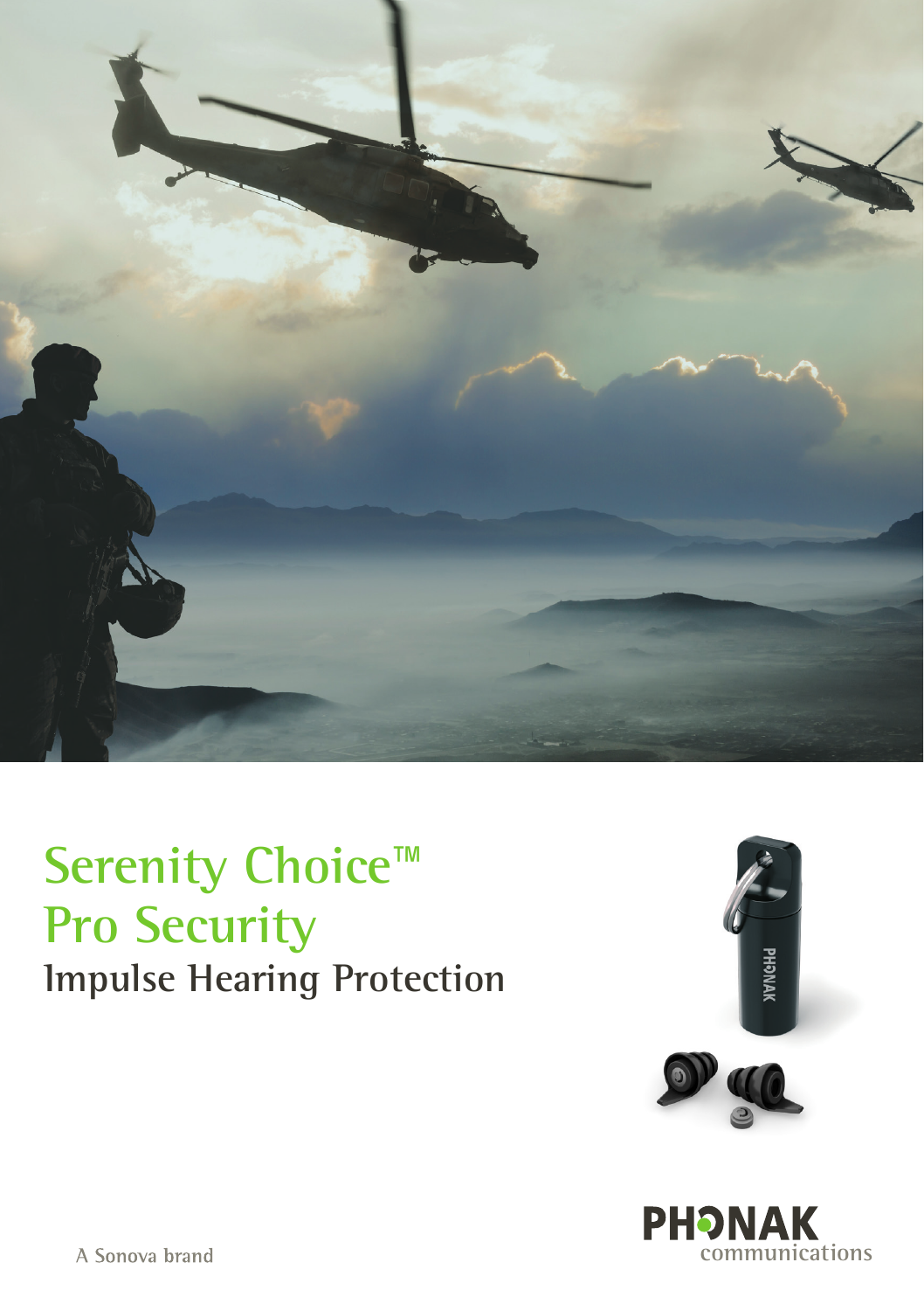# Serenity Choice™ Pro Security

## Impulse Hearing Protection

PHONAK communications

A Sonova brand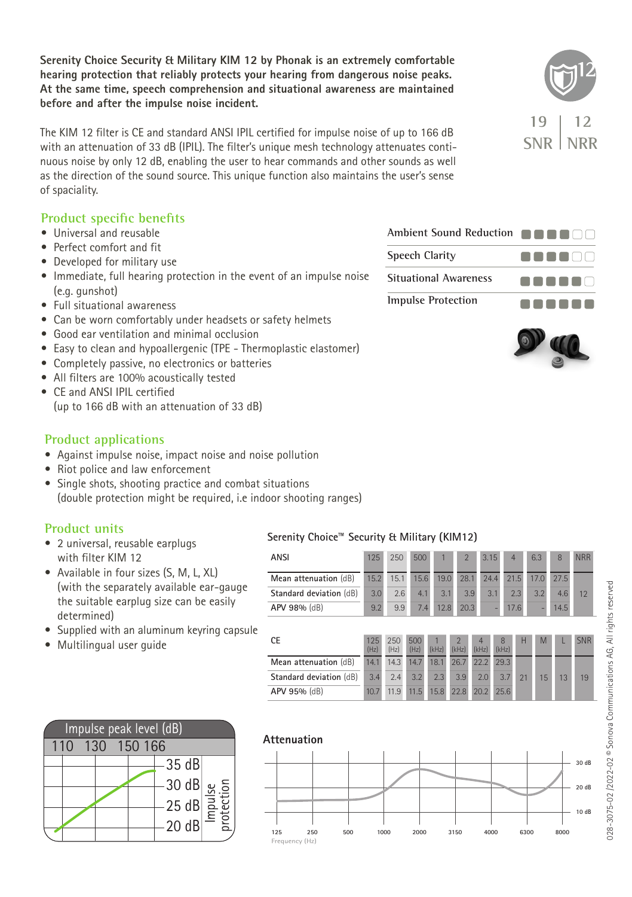**Serenity Choice Security & Military KIM 12 by Phonak is an extremely comfortable hearing protection that reliably protects your hearing from dangerous noise peaks. At the same time, speech comprehension and situational awareness are maintained before and after the impulse noise incident.**

The KIM 12 filter is CE and standard ANSI IPIL certified for impulse noise of up to 166 dB with an attenuation of 33 dB (IPIL). The filter's unique mesh technology attenuates continuous noise by only 12 dB, enabling the user to hear commands and other sounds as well as the direction of the sound source. This unique function also maintains the user's sense of spaciality.

19 SNR | 12 NRR

## Product specific benefits

- Universal and reusable
- Perfect comfort and fit
- Developed for military use
- Immediate, full hearing protection in the event of an impulse noise (e.g. gunshot)
- Full situational awareness
- Can be worn comfortably under headsets or safety helmets
- Good ear ventilation and minimal occlusion
- Easy to clean and hypoallergenic (TPE - Thermoplastic elastomer)
- Completely passive, no electronics or batteries
- All filters are 100% acoustically tested
- CE and ANSI IPIL certified (up to 166 dB with an attenuation of 33 dB)

| | |
|---|---|
| Ambient Sound Reduction | ■■■■□□ |
| Speech Clarity | ■■■■□□ |
| Situational Awareness | ■■■■■□ |
| Impulse Protection | ■■■■■■ |

## Product applications

- Against impulse noise, impact noise and noise pollution
- Riot police and law enforcement
- Single shots, shooting practice and combat situations (double protection might be required, i.e indoor shooting ranges)

## Product units

- 2 universal, reusable earplugs with filter KIM 12
- Available in four sizes (S, M, L, XL) (with the separately available ear-gauge the suitable earplug size can be easily determined)
- Supplied with an aluminum keyring capsule
- Multilingual user guide

### Serenity Choice™ Security & Military (KIM12)

| ANSI | 125 | 250 | 500 | 1 | 2 | 3.15 | 4 | 6.3 | 8 | NRR |
|---|---|---|---|---|---|---|---|---|---|---|
| Mean attenuation (dB) | 15.2 | 15.1 | 15.6 | 19.0 | 28.1 | 24.4 | 21.5 | 17.0 | 27.5 | 12 |
| Standard deviation (dB) | 3.0 | 2.6 | 4.1 | 3.1 | 3.9 | 3.1 | 2.3 | 3.2 | 4.6 | |
| APV 98% (dB) | 9.2 | 9.9 | 7.4 | 12.8 | 20.3 | - | 17.6 | - | 14.5 | |

| CE | 125 (Hz) | 250 (Hz) | 500 (Hz) | 1 (kHz) | 2 (kHz) | 4 (kHz) | 8 (kHz) | H | M | L | SNR |
|---|---|---|---|---|---|---|---|---|---|---|---|
| Mean attenuation (dB) | 14.1 | 14.3 | 14.7 | 18.1 | 26.7 | 22.2 | 29.3 | 21 | 15 | 13 | 19 |
| Standard deviation (dB) | 3.4 | 2.4 | 3.2 | 2.3 | 3.9 | 2.0 | 3.7 | | | | |
| APV 95% (dB) | 10.7 | 11.9 | 11.5 | 15.8 | 22.8 | 20.2 | 25.6 | | | | |

Impulse peak level (dB)

110 130 150 166

35 dB
30 dB
25 dB
20 dB

Impulse protection

### Attenuation

30 dB
20 dB
10 dB

125 250 500 1000 2000 3150 4000 6300 8000

Frequency (Hz)

028-3075-02 /2022-02 © Sonova Communications AG, All rights reserved